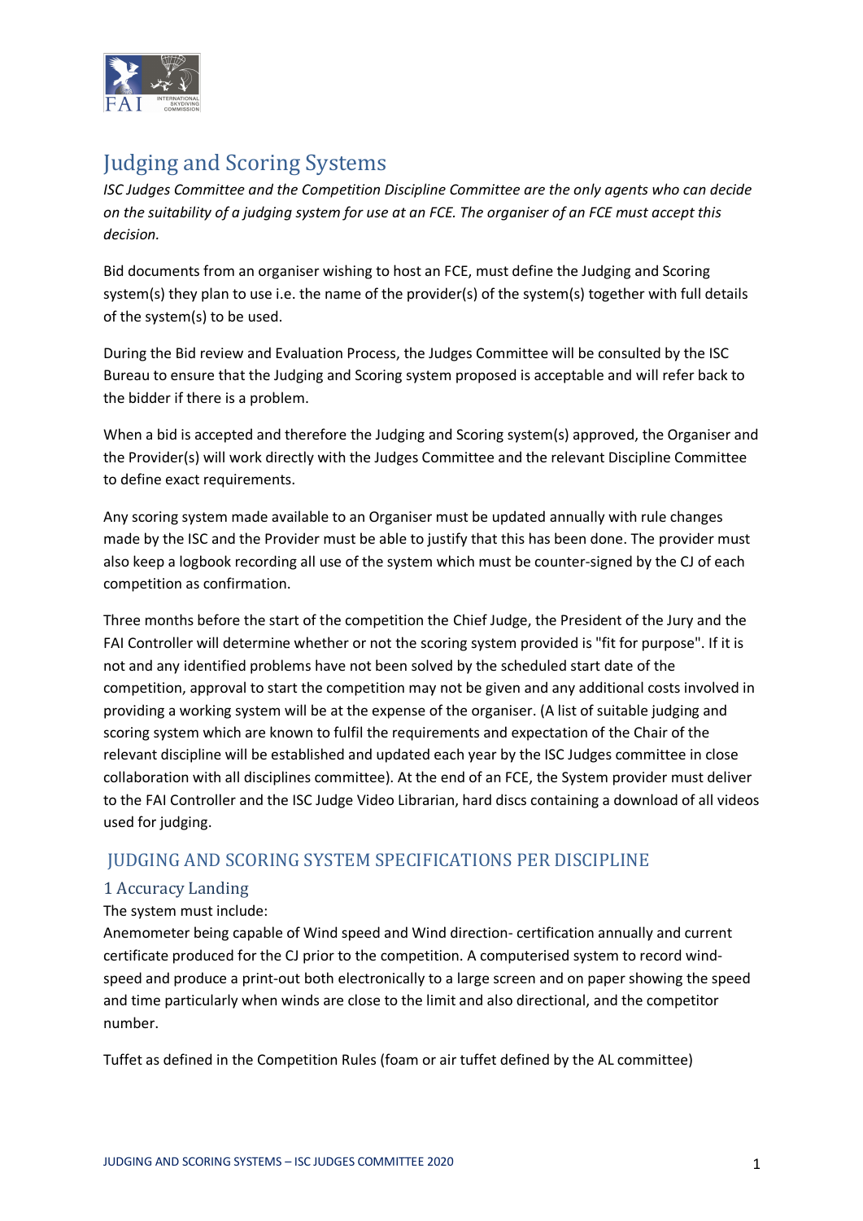# Judging and Scoring Systems

*ISC Judges Committee and the Competition Discipline Committee are the only agents who can decide on the suitability of a judging system for use at an FCE. The organiser of an FCE must accept this decision.*

Bid documents from an organiser wishing to host an FCE, must define the Judging and Scoring system(s) they plan to use i.e. the name of the provider(s) of the system(s) together with full details of the system(s) to be used.

During the Bid review and Evaluation Process, the Judges Committee will be consulted by the ISC Bureau to ensure that the Judging and Scoring system proposed is acceptable and will refer back to the bidder if there is a problem.

When a bid is accepted and therefore the Judging and Scoring system(s) approved, the Organiser and the Provider(s) will work directly with the Judges Committee and the relevant Discipline Committee to define exact requirements.

Any scoring system made available to an Organiser must be updated annually with rule changes made by the ISC and the Provider must be able to justify that this has been done. The provider must also keep a logbook recording all use of the system which must be counter-signed by the CJ of each competition as confirmation.

Three months before the start of the competition the Chief Judge, the President of the Jury and the FAI Controller will determine whether or not the scoring system provided is "fit for purpose". If it is not and any identified problems have not been solved by the scheduled start date of the competition, approval to start the competition may not be given and any additional costs involved in providing a working system will be at the expense of the organiser. (A list of suitable judging and scoring system which are known to fulfil the requirements and expectation of the Chair of the relevant discipline will be established and updated each year by the ISC Judges committee in close collaboration with all disciplines committee). At the end of an FCE, the System provider must deliver to the FAI Controller and the ISC Judge Video Librarian, hard discs containing a download of all videos used for judging.

## JUDGING AND SCORING SYSTEM SPECIFICATIONS PER DISCIPLINE

### 1 Accuracy Landing

The system must include:

Anemometer being capable of Wind speed and Wind direction- certification annually and current certificate produced for the CJ prior to the competition. A computerised system to record wind-speed and produce a print-out both electronically to a large screen and on paper showing the speed and time particularly when winds are close to the limit and also directional, and the competitor number.

Tuffet as defined in the Competition Rules (foam or air tuffet defined by the AL committee)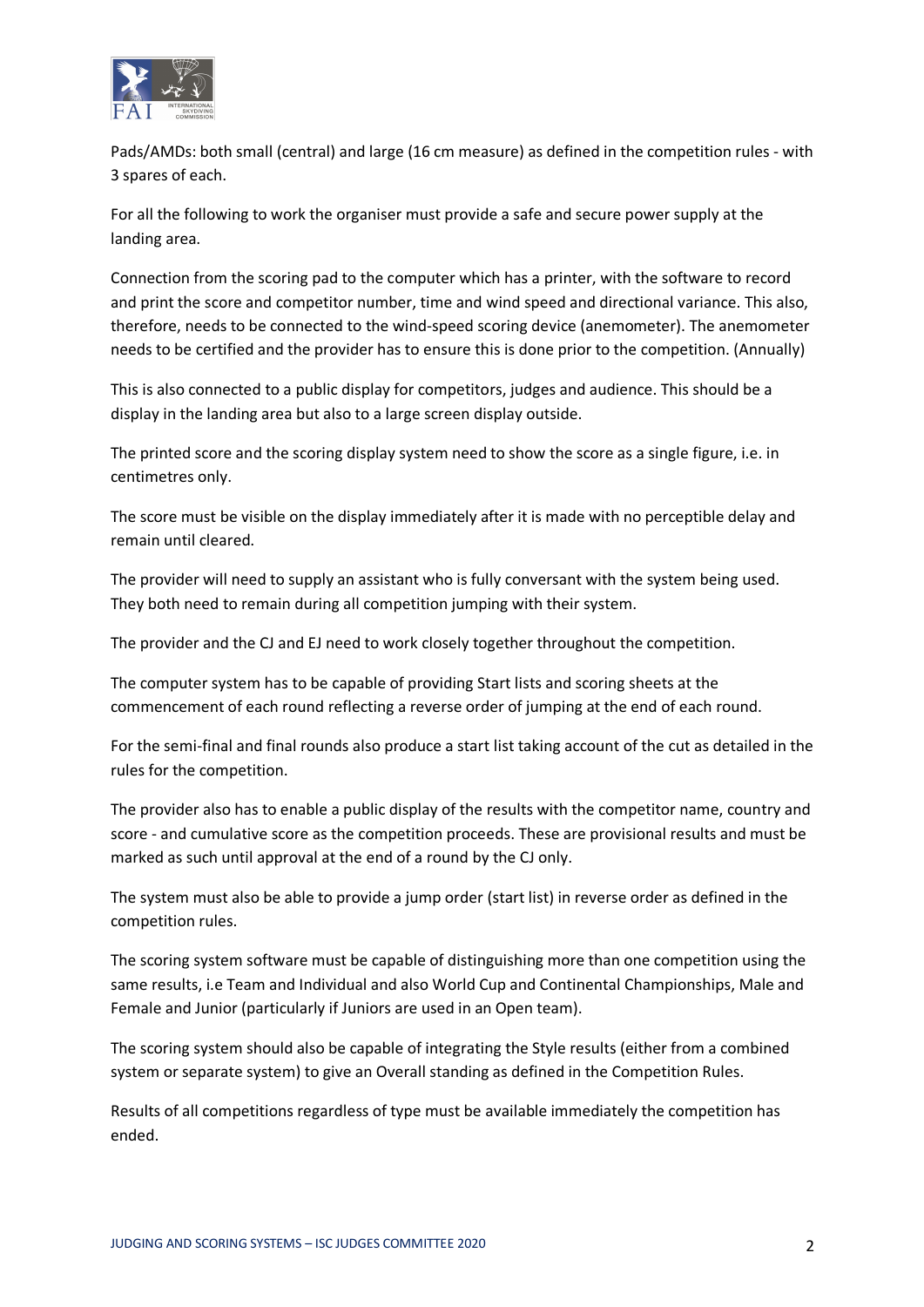Pads/AMDs: both small (central) and large (16 cm measure) as defined in the competition rules - with 3 spares of each.

For all the following to work the organiser must provide a safe and secure power supply at the landing area.

Connection from the scoring pad to the computer which has a printer, with the software to record and print the score and competitor number, time and wind speed and directional variance. This also, therefore, needs to be connected to the wind-speed scoring device (anemometer). The anemometer needs to be certified and the provider has to ensure this is done prior to the competition. (Annually)

This is also connected to a public display for competitors, judges and audience. This should be a display in the landing area but also to a large screen display outside.

The printed score and the scoring display system need to show the score as a single figure, i.e. in centimetres only.

The score must be visible on the display immediately after it is made with no perceptible delay and remain until cleared.

The provider will need to supply an assistant who is fully conversant with the system being used. They both need to remain during all competition jumping with their system.

The provider and the CJ and EJ need to work closely together throughout the competition.

The computer system has to be capable of providing Start lists and scoring sheets at the commencement of each round reflecting a reverse order of jumping at the end of each round.

For the semi-final and final rounds also produce a start list taking account of the cut as detailed in the rules for the competition.

The provider also has to enable a public display of the results with the competitor name, country and score - and cumulative score as the competition proceeds. These are provisional results and must be marked as such until approval at the end of a round by the CJ only.

The system must also be able to provide a jump order (start list) in reverse order as defined in the competition rules.

The scoring system software must be capable of distinguishing more than one competition using the same results, i.e Team and Individual and also World Cup and Continental Championships, Male and Female and Junior (particularly if Juniors are used in an Open team).

The scoring system should also be capable of integrating the Style results (either from a combined system or separate system) to give an Overall standing as defined in the Competition Rules.

Results of all competitions regardless of type must be available immediately the competition has ended.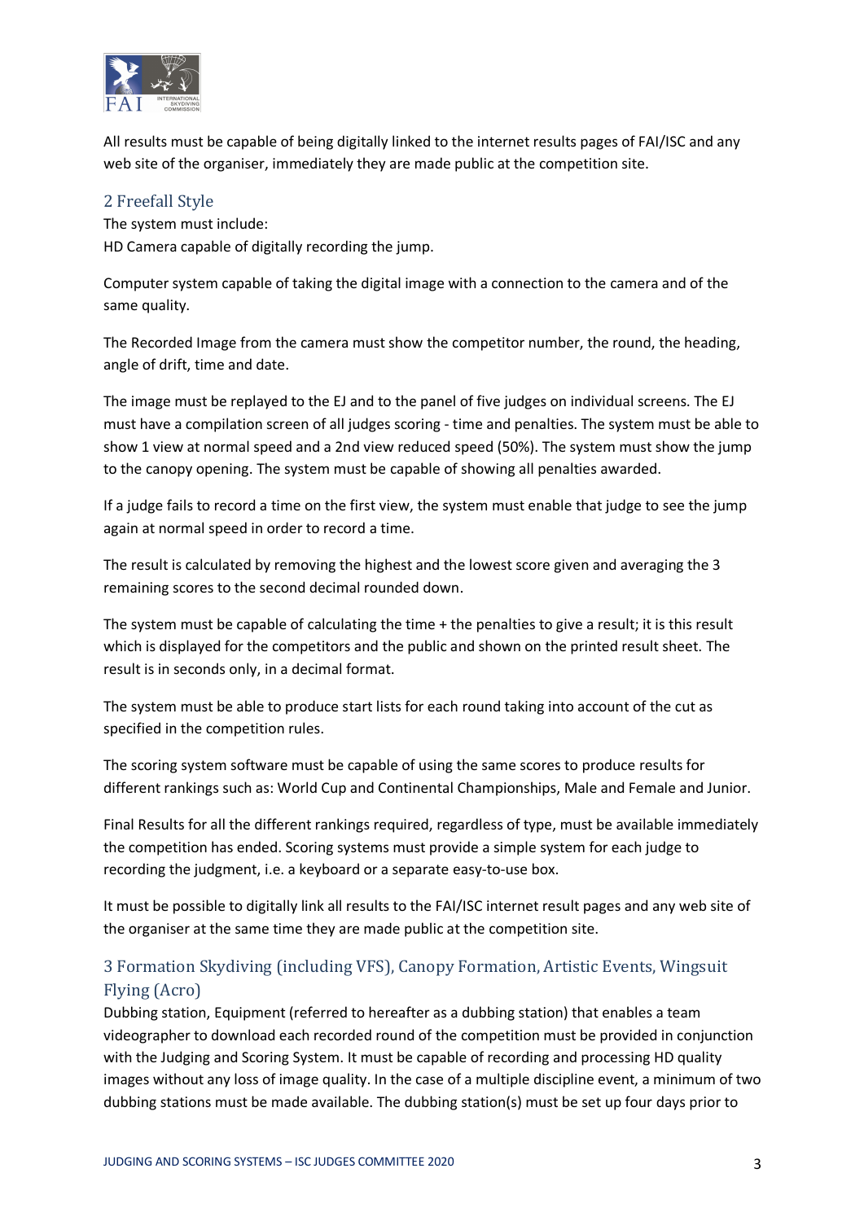All results must be capable of being digitally linked to the internet results pages of FAI/ISC and any web site of the organiser, immediately they are made public at the competition site.

## 2 Freefall Style

The system must include:
HD Camera capable of digitally recording the jump.

Computer system capable of taking the digital image with a connection to the camera and of the same quality.

The Recorded Image from the camera must show the competitor number, the round, the heading, angle of drift, time and date.

The image must be replayed to the EJ and to the panel of five judges on individual screens. The EJ must have a compilation screen of all judges scoring - time and penalties. The system must be able to show 1 view at normal speed and a 2nd view reduced speed (50%). The system must show the jump to the canopy opening. The system must be capable of showing all penalties awarded.

If a judge fails to record a time on the first view, the system must enable that judge to see the jump again at normal speed in order to record a time.

The result is calculated by removing the highest and the lowest score given and averaging the 3 remaining scores to the second decimal rounded down.

The system must be capable of calculating the time + the penalties to give a result; it is this result which is displayed for the competitors and the public and shown on the printed result sheet. The result is in seconds only, in a decimal format.

The system must be able to produce start lists for each round taking into account of the cut as specified in the competition rules.

The scoring system software must be capable of using the same scores to produce results for different rankings such as: World Cup and Continental Championships, Male and Female and Junior.

Final Results for all the different rankings required, regardless of type, must be available immediately the competition has ended. Scoring systems must provide a simple system for each judge to recording the judgment, i.e. a keyboard or a separate easy-to-use box.

It must be possible to digitally link all results to the FAI/ISC internet result pages and any web site of the organiser at the same time they are made public at the competition site.

## 3 Formation Skydiving (including VFS), Canopy Formation, Artistic Events, Wingsuit Flying (Acro)

Dubbing station, Equipment (referred to hereafter as a dubbing station) that enables a team videographer to download each recorded round of the competition must be provided in conjunction with the Judging and Scoring System. It must be capable of recording and processing HD quality images without any loss of image quality. In the case of a multiple discipline event, a minimum of two dubbing stations must be made available. The dubbing station(s) must be set up four days prior to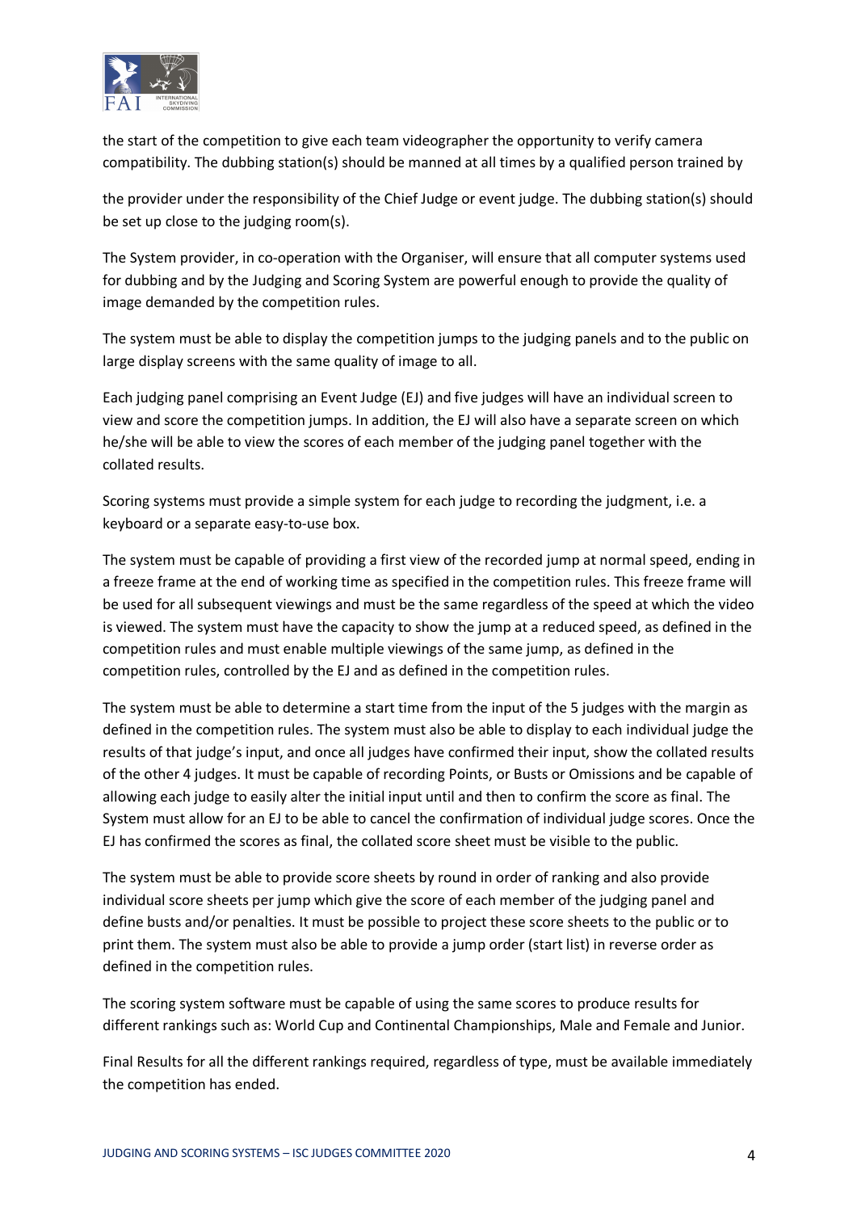the start of the competition to give each team videographer the opportunity to verify camera compatibility. The dubbing station(s) should be manned at all times by a qualified person trained by

the provider under the responsibility of the Chief Judge or event judge. The dubbing station(s) should be set up close to the judging room(s).

The System provider, in co-operation with the Organiser, will ensure that all computer systems used for dubbing and by the Judging and Scoring System are powerful enough to provide the quality of image demanded by the competition rules.

The system must be able to display the competition jumps to the judging panels and to the public on large display screens with the same quality of image to all.

Each judging panel comprising an Event Judge (EJ) and five judges will have an individual screen to view and score the competition jumps. In addition, the EJ will also have a separate screen on which he/she will be able to view the scores of each member of the judging panel together with the collated results.

Scoring systems must provide a simple system for each judge to recording the judgment, i.e. a keyboard or a separate easy-to-use box.

The system must be capable of providing a first view of the recorded jump at normal speed, ending in a freeze frame at the end of working time as specified in the competition rules. This freeze frame will be used for all subsequent viewings and must be the same regardless of the speed at which the video is viewed. The system must have the capacity to show the jump at a reduced speed, as defined in the competition rules and must enable multiple viewings of the same jump, as defined in the competition rules, controlled by the EJ and as defined in the competition rules.

The system must be able to determine a start time from the input of the 5 judges with the margin as defined in the competition rules. The system must also be able to display to each individual judge the results of that judge's input, and once all judges have confirmed their input, show the collated results of the other 4 judges. It must be capable of recording Points, or Busts or Omissions and be capable of allowing each judge to easily alter the initial input until and then to confirm the score as final. The System must allow for an EJ to be able to cancel the confirmation of individual judge scores. Once the EJ has confirmed the scores as final, the collated score sheet must be visible to the public.

The system must be able to provide score sheets by round in order of ranking and also provide individual score sheets per jump which give the score of each member of the judging panel and define busts and/or penalties. It must be possible to project these score sheets to the public or to print them. The system must also be able to provide a jump order (start list) in reverse order as defined in the competition rules.

The scoring system software must be capable of using the same scores to produce results for different rankings such as: World Cup and Continental Championships, Male and Female and Junior.

Final Results for all the different rankings required, regardless of type, must be available immediately the competition has ended.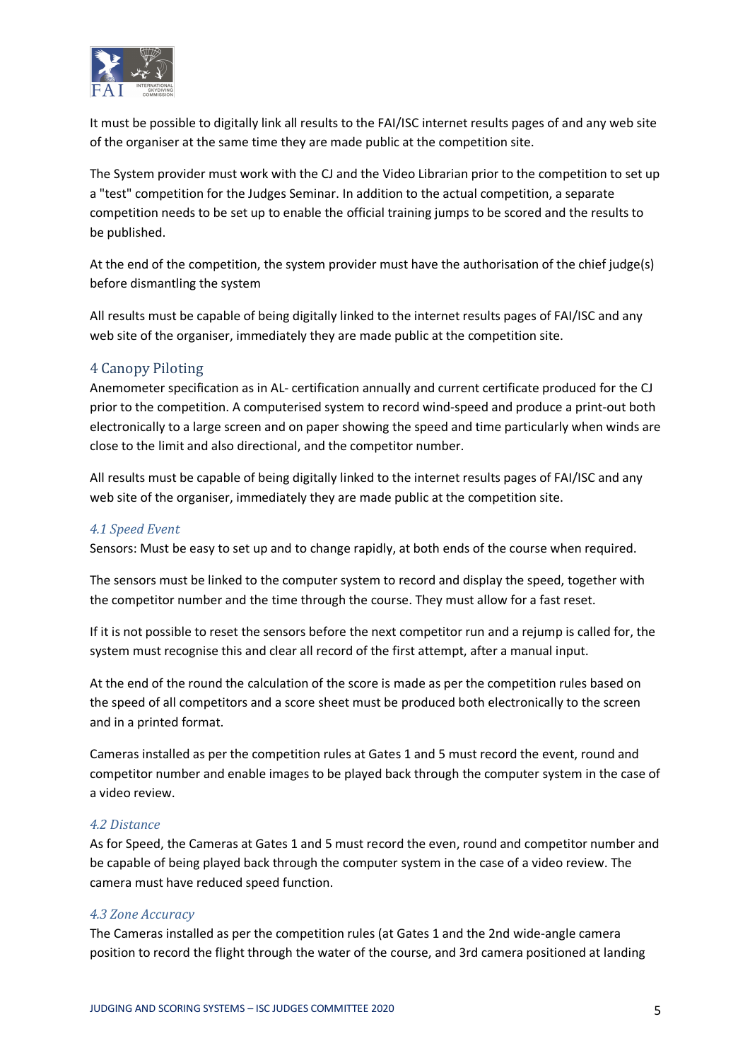It must be possible to digitally link all results to the FAI/ISC internet results pages of and any web site of the organiser at the same time they are made public at the competition site.

The System provider must work with the CJ and the Video Librarian prior to the competition to set up a "test" competition for the Judges Seminar. In addition to the actual competition, a separate competition needs to be set up to enable the official training jumps to be scored and the results to be published.

At the end of the competition, the system provider must have the authorisation of the chief judge(s) before dismantling the system

All results must be capable of being digitally linked to the internet results pages of FAI/ISC and any web site of the organiser, immediately they are made public at the competition site.

## 4 Canopy Piloting

Anemometer specification as in AL- certification annually and current certificate produced for the CJ prior to the competition. A computerised system to record wind-speed and produce a print-out both electronically to a large screen and on paper showing the speed and time particularly when winds are close to the limit and also directional, and the competitor number.

All results must be capable of being digitally linked to the internet results pages of FAI/ISC and any web site of the organiser, immediately they are made public at the competition site.

### *4.1 Speed Event*

Sensors: Must be easy to set up and to change rapidly, at both ends of the course when required.

The sensors must be linked to the computer system to record and display the speed, together with the competitor number and the time through the course. They must allow for a fast reset.

If it is not possible to reset the sensors before the next competitor run and a rejump is called for, the system must recognise this and clear all record of the first attempt, after a manual input.

At the end of the round the calculation of the score is made as per the competition rules based on the speed of all competitors and a score sheet must be produced both electronically to the screen and in a printed format.

Cameras installed as per the competition rules at Gates 1 and 5 must record the event, round and competitor number and enable images to be played back through the computer system in the case of a video review.

### *4.2 Distance*

As for Speed, the Cameras at Gates 1 and 5 must record the even, round and competitor number and be capable of being played back through the computer system in the case of a video review. The camera must have reduced speed function.

### *4.3 Zone Accuracy*

The Cameras installed as per the competition rules (at Gates 1 and the 2nd wide-angle camera position to record the flight through the water of the course, and 3rd camera positioned at landing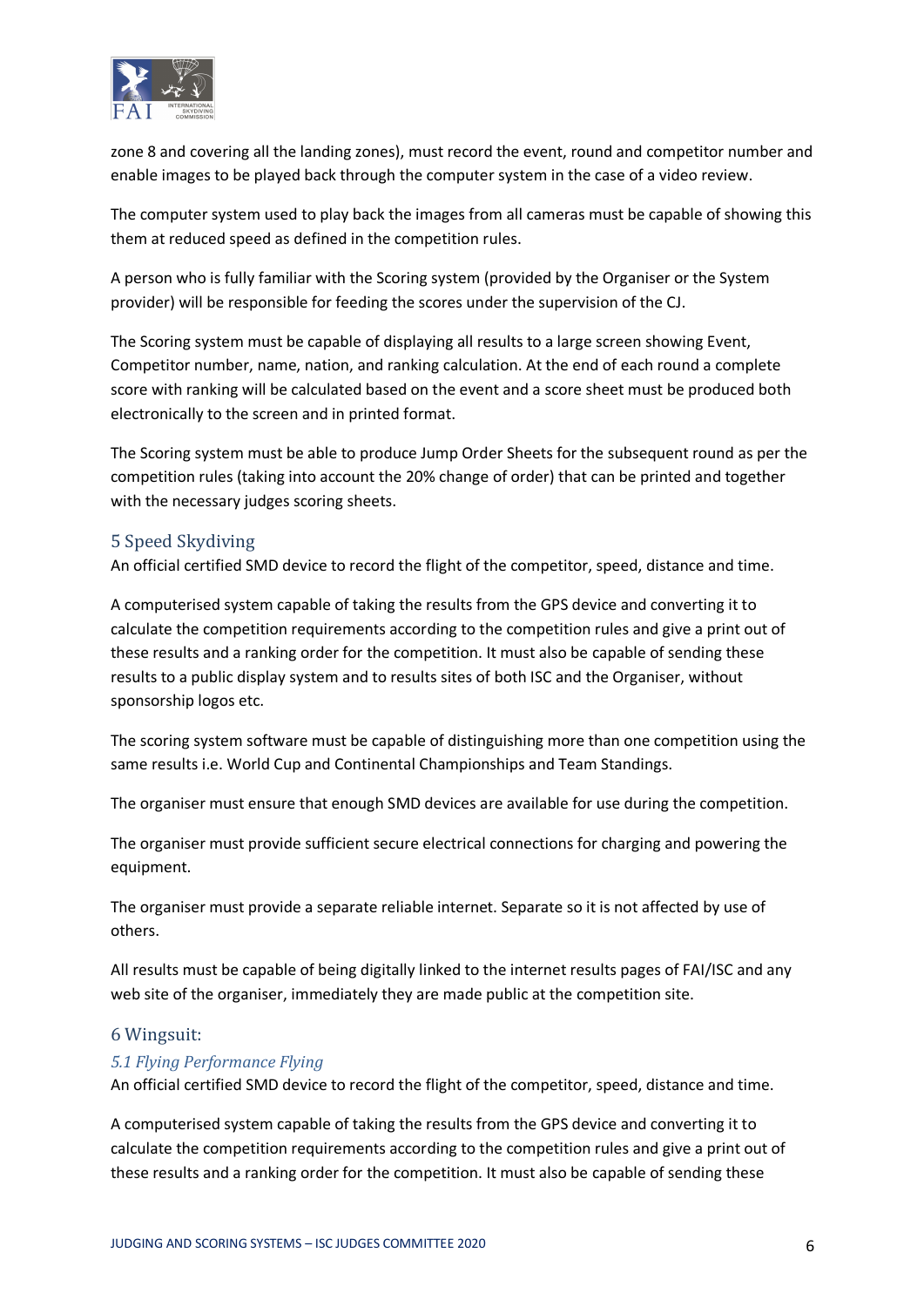zone 8 and covering all the landing zones), must record the event, round and competitor number and enable images to be played back through the computer system in the case of a video review.

The computer system used to play back the images from all cameras must be capable of showing this them at reduced speed as defined in the competition rules.

A person who is fully familiar with the Scoring system (provided by the Organiser or the System provider) will be responsible for feeding the scores under the supervision of the CJ.

The Scoring system must be capable of displaying all results to a large screen showing Event, Competitor number, name, nation, and ranking calculation. At the end of each round a complete score with ranking will be calculated based on the event and a score sheet must be produced both electronically to the screen and in printed format.

The Scoring system must be able to produce Jump Order Sheets for the subsequent round as per the competition rules (taking into account the 20% change of order) that can be printed and together with the necessary judges scoring sheets.

## 5 Speed Skydiving

An official certified SMD device to record the flight of the competitor, speed, distance and time.

A computerised system capable of taking the results from the GPS device and converting it to calculate the competition requirements according to the competition rules and give a print out of these results and a ranking order for the competition. It must also be capable of sending these results to a public display system and to results sites of both ISC and the Organiser, without sponsorship logos etc.

The scoring system software must be capable of distinguishing more than one competition using the same results i.e. World Cup and Continental Championships and Team Standings.

The organiser must ensure that enough SMD devices are available for use during the competition.

The organiser must provide sufficient secure electrical connections for charging and powering the equipment.

The organiser must provide a separate reliable internet. Separate so it is not affected by use of others.

All results must be capable of being digitally linked to the internet results pages of FAI/ISC and any web site of the organiser, immediately they are made public at the competition site.

## 6 Wingsuit:

### *5.1 Flying Performance Flying*

An official certified SMD device to record the flight of the competitor, speed, distance and time.

A computerised system capable of taking the results from the GPS device and converting it to calculate the competition requirements according to the competition rules and give a print out of these results and a ranking order for the competition. It must also be capable of sending these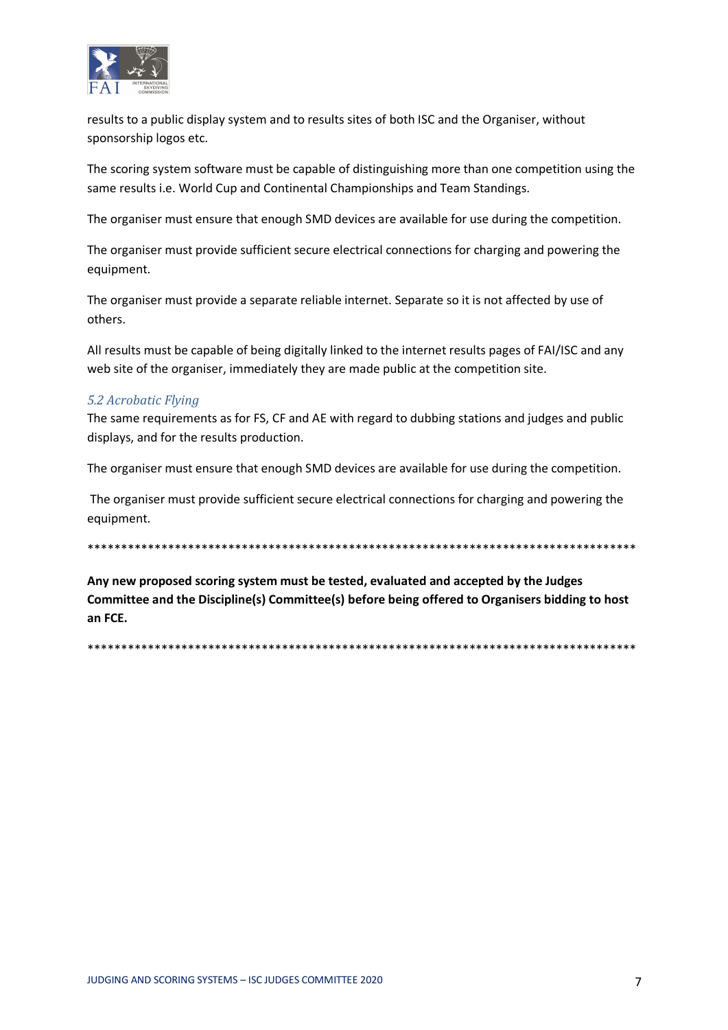results to a public display system and to results sites of both ISC and the Organiser, without sponsorship logos etc.

The scoring system software must be capable of distinguishing more than one competition using the same results i.e. World Cup and Continental Championships and Team Standings.

The organiser must ensure that enough SMD devices are available for use during the competition.

The organiser must provide sufficient secure electrical connections for charging and powering the equipment.

The organiser must provide a separate reliable internet. Separate so it is not affected by use of others.

All results must be capable of being digitally linked to the internet results pages of FAI/ISC and any web site of the organiser, immediately they are made public at the competition site.

### *5.2 Acrobatic Flying*

The same requirements as for FS, CF and AE with regard to dubbing stations and judges and public displays, and for the results production.

The organiser must ensure that enough SMD devices are available for use during the competition.

The organiser must provide sufficient secure electrical connections for charging and powering the equipment.

************************************************************************************

**Any new proposed scoring system must be tested, evaluated and accepted by the Judges Committee and the Discipline(s) Committee(s) before being offered to Organisers bidding to host an FCE.**

************************************************************************************